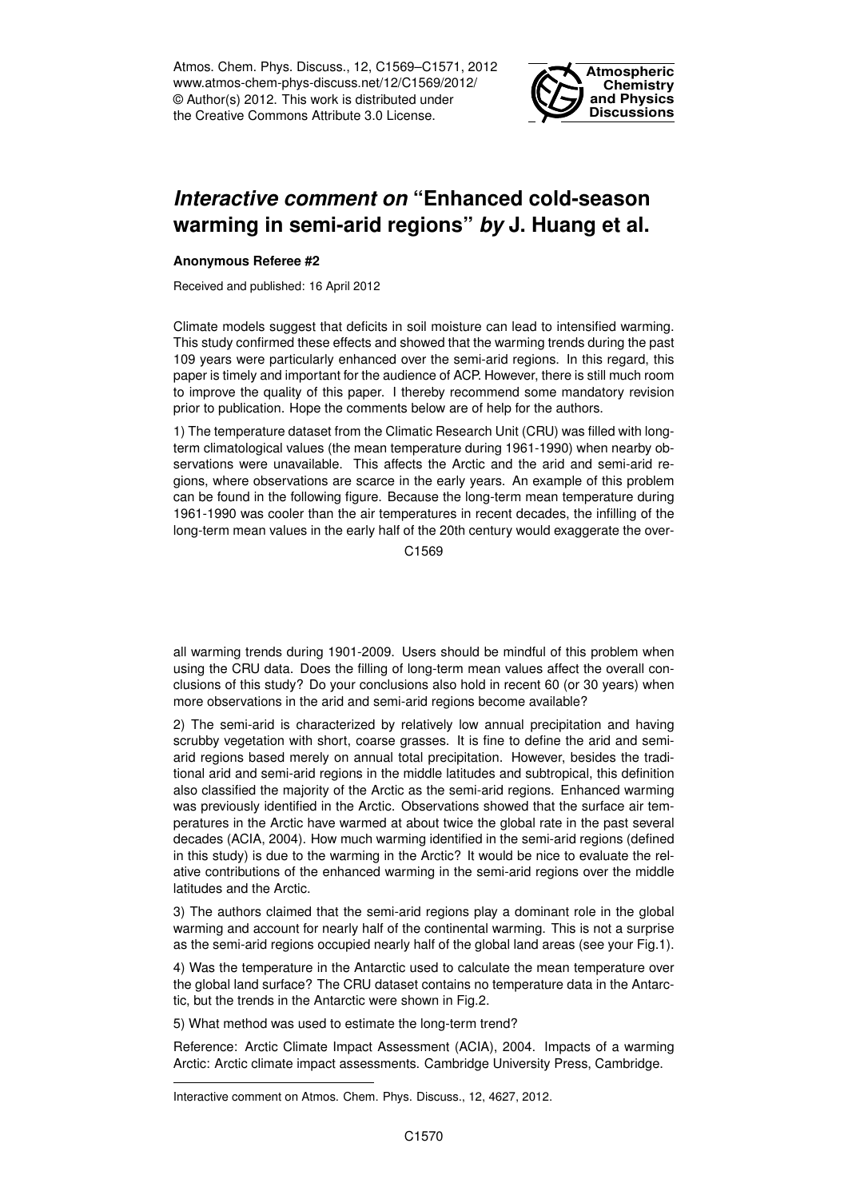Atmos. Chem. Phys. Discuss., 12, C1569–C1571, 2012
www.atmos-chem-phys-discuss.net/12/C1569/2012/
© Author(s) 2012. This work is distributed under
the Creative Commons Attribute 3.0 License.

**Atmospheric Chemistry and Physics Discussions**

# ***Interactive comment on*** **"Enhanced cold-season warming in semi-arid regions"** ***by*** **J. Huang et al.**

**Anonymous Referee #2**

Received and published: 16 April 2012

Climate models suggest that deficits in soil moisture can lead to intensified warming. This study confirmed these effects and showed that the warming trends during the past 109 years were particularly enhanced over the semi-arid regions. In this regard, this paper is timely and important for the audience of ACP. However, there is still much room to improve the quality of this paper. I thereby recommend some mandatory revision prior to publication. Hope the comments below are of help for the authors.

1) The temperature dataset from the Climatic Research Unit (CRU) was filled with long-term climatological values (the mean temperature during 1961-1990) when nearby observations were unavailable. This affects the Arctic and the arid and semi-arid regions, where observations are scarce in the early years. An example of this problem can be found in the following figure. Because the long-term mean temperature during 1961-1990 was cooler than the air temperatures in recent decades, the infilling of the long-term mean values in the early half of the 20th century would exaggerate the overall warming trends during 1901-2009. Users should be mindful of this problem when using the CRU data. Does the filling of long-term mean values affect the overall conclusions of this study? Do your conclusions also hold in recent 60 (or 30 years) when more observations in the arid and semi-arid regions become available?

2) The semi-arid is characterized by relatively low annual precipitation and having scrubby vegetation with short, coarse grasses. It is fine to define the arid and semi-arid regions based merely on annual total precipitation. However, besides the traditional arid and semi-arid regions in the middle latitudes and subtropical, this definition also classified the majority of the Arctic as the semi-arid regions. Enhanced warming was previously identified in the Arctic. Observations showed that the surface air temperatures in the Arctic have warmed at about twice the global rate in the past several decades (ACIA, 2004). How much warming identified in the semi-arid regions (defined in this study) is due to the warming in the Arctic? It would be nice to evaluate the relative contributions of the enhanced warming in the semi-arid regions over the middle latitudes and the Arctic.

3) The authors claimed that the semi-arid regions play a dominant role in the global warming and account for nearly half of the continental warming. This is not a surprise as the semi-arid regions occupied nearly half of the global land areas (see your Fig.1).

4) Was the temperature in the Antarctic used to calculate the mean temperature over the global land surface? The CRU dataset contains no temperature data in the Antarctic, but the trends in the Antarctic were shown in Fig.2.

5) What method was used to estimate the long-term trend?

Reference: Arctic Climate Impact Assessment (ACIA), 2004. Impacts of a warming Arctic: Arctic climate impact assessments. Cambridge University Press, Cambridge.

---

Interactive comment on Atmos. Chem. Phys. Discuss., 12, 4627, 2012.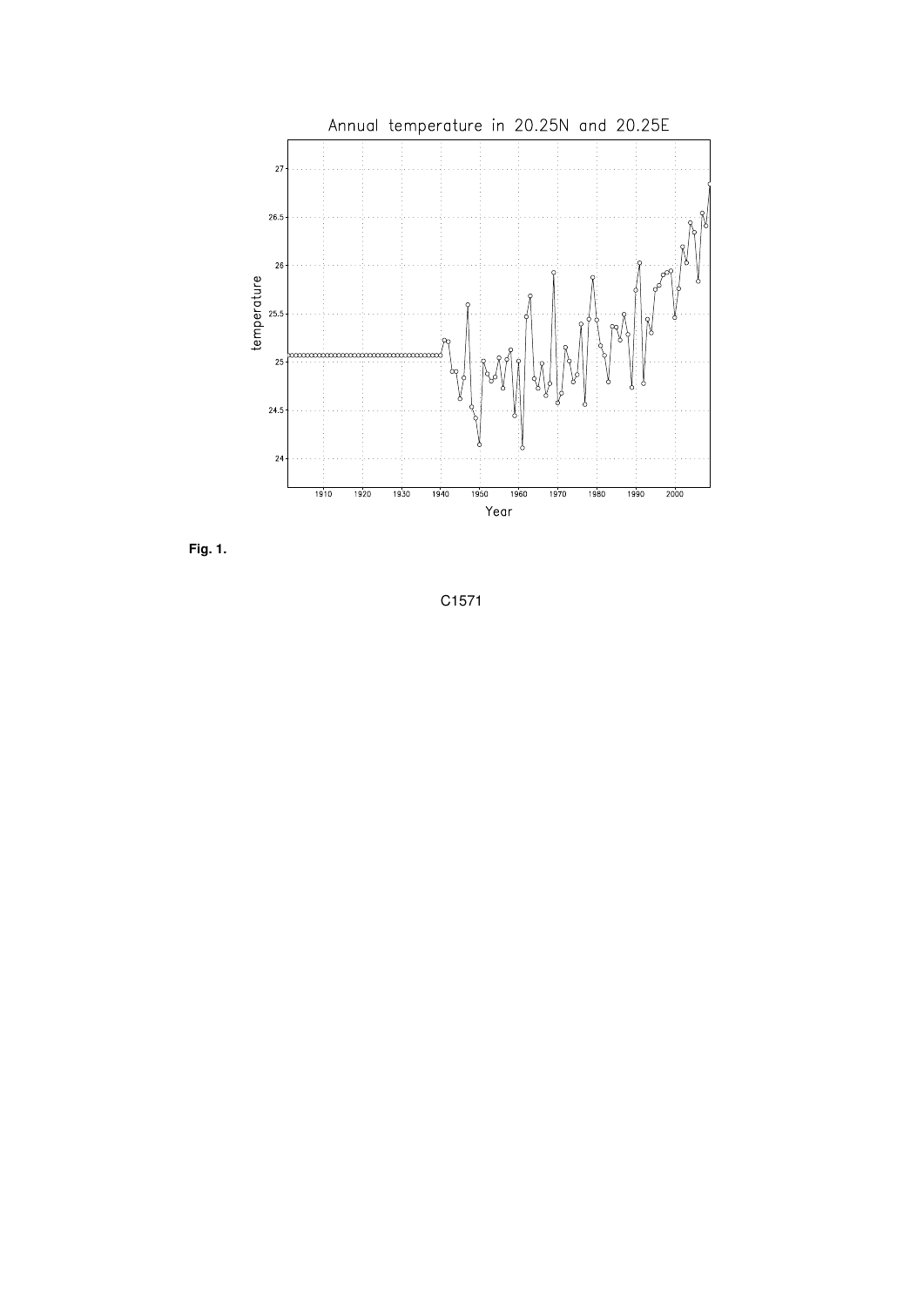Annual temperature in 20.25N and 20.25E

temperature

27

26.5

26

25.5

25

24.5

24

1910 1920 1930 1940 1950 1960 1970 1980 1990 2000

Year

**Fig. 1.**